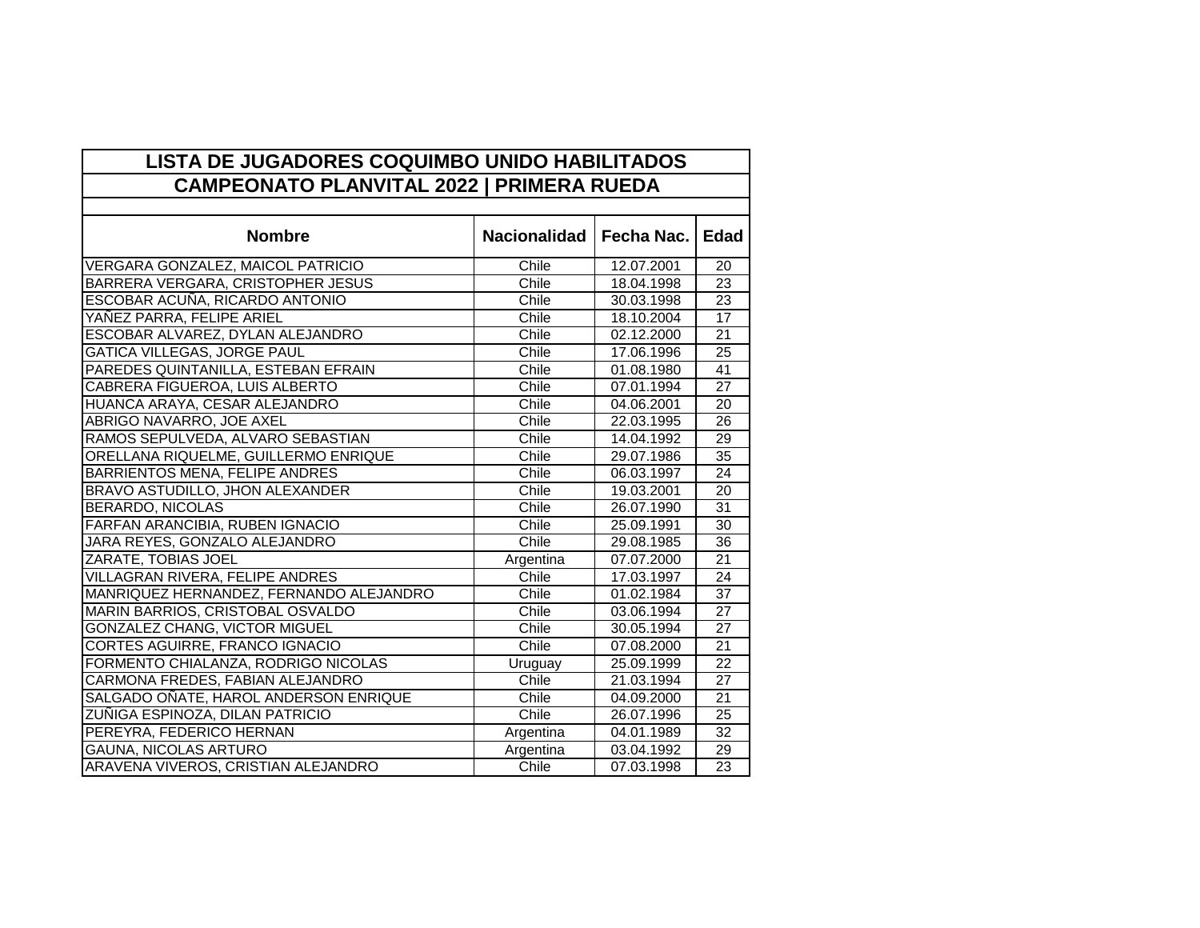# LISTA DE JUGADORES COQUIMBO UNIDO HABILITADOS

## CAMPEONATO PLANVITAL 2022 | PRIMERA RUEDA

| Nombre | Nacionalidad | Fecha Nac. | Edad |
|---|---|---|---|
| VERGARA GONZALEZ, MAICOL PATRICIO | Chile | 12.07.2001 | 20 |
| BARRERA VERGARA, CRISTOPHER JESUS | Chile | 18.04.1998 | 23 |
| ESCOBAR ACUÑA, RICARDO ANTONIO | Chile | 30.03.1998 | 23 |
| YAÑEZ PARRA, FELIPE ARIEL | Chile | 18.10.2004 | 17 |
| ESCOBAR ALVAREZ, DYLAN ALEJANDRO | Chile | 02.12.2000 | 21 |
| GATICA VILLEGAS, JORGE PAUL | Chile | 17.06.1996 | 25 |
| PAREDES QUINTANILLA, ESTEBAN EFRAIN | Chile | 01.08.1980 | 41 |
| CABRERA FIGUEROA, LUIS ALBERTO | Chile | 07.01.1994 | 27 |
| HUANCA ARAYA, CESAR ALEJANDRO | Chile | 04.06.2001 | 20 |
| ABRIGO NAVARRO, JOE AXEL | Chile | 22.03.1995 | 26 |
| RAMOS SEPULVEDA, ALVARO SEBASTIAN | Chile | 14.04.1992 | 29 |
| ORELLANA RIQUELME, GUILLERMO ENRIQUE | Chile | 29.07.1986 | 35 |
| BARRIENTOS MENA, FELIPE ANDRES | Chile | 06.03.1997 | 24 |
| BRAVO ASTUDILLO, JHON ALEXANDER | Chile | 19.03.2001 | 20 |
| BERARDO, NICOLAS | Chile | 26.07.1990 | 31 |
| FARFAN ARANCIBIA, RUBEN IGNACIO | Chile | 25.09.1991 | 30 |
| JARA REYES, GONZALO ALEJANDRO | Chile | 29.08.1985 | 36 |
| ZARATE, TOBIAS JOEL | Argentina | 07.07.2000 | 21 |
| VILLAGRAN RIVERA, FELIPE ANDRES | Chile | 17.03.1997 | 24 |
| MANRIQUEZ HERNANDEZ, FERNANDO ALEJANDRO | Chile | 01.02.1984 | 37 |
| MARIN BARRIOS, CRISTOBAL OSVALDO | Chile | 03.06.1994 | 27 |
| GONZALEZ CHANG, VICTOR MIGUEL | Chile | 30.05.1994 | 27 |
| CORTES AGUIRRE, FRANCO IGNACIO | Chile | 07.08.2000 | 21 |
| FORMENTO CHIALANZA, RODRIGO NICOLAS | Uruguay | 25.09.1999 | 22 |
| CARMONA FREDES, FABIAN ALEJANDRO | Chile | 21.03.1994 | 27 |
| SALGADO OÑATE, HAROL ANDERSON ENRIQUE | Chile | 04.09.2000 | 21 |
| ZUÑIGA ESPINOZA, DILAN PATRICIO | Chile | 26.07.1996 | 25 |
| PEREYRA, FEDERICO HERNAN | Argentina | 04.01.1989 | 32 |
| GAUNA, NICOLAS ARTURO | Argentina | 03.04.1992 | 29 |
| ARAVENA VIVEROS, CRISTIAN ALEJANDRO | Chile | 07.03.1998 | 23 |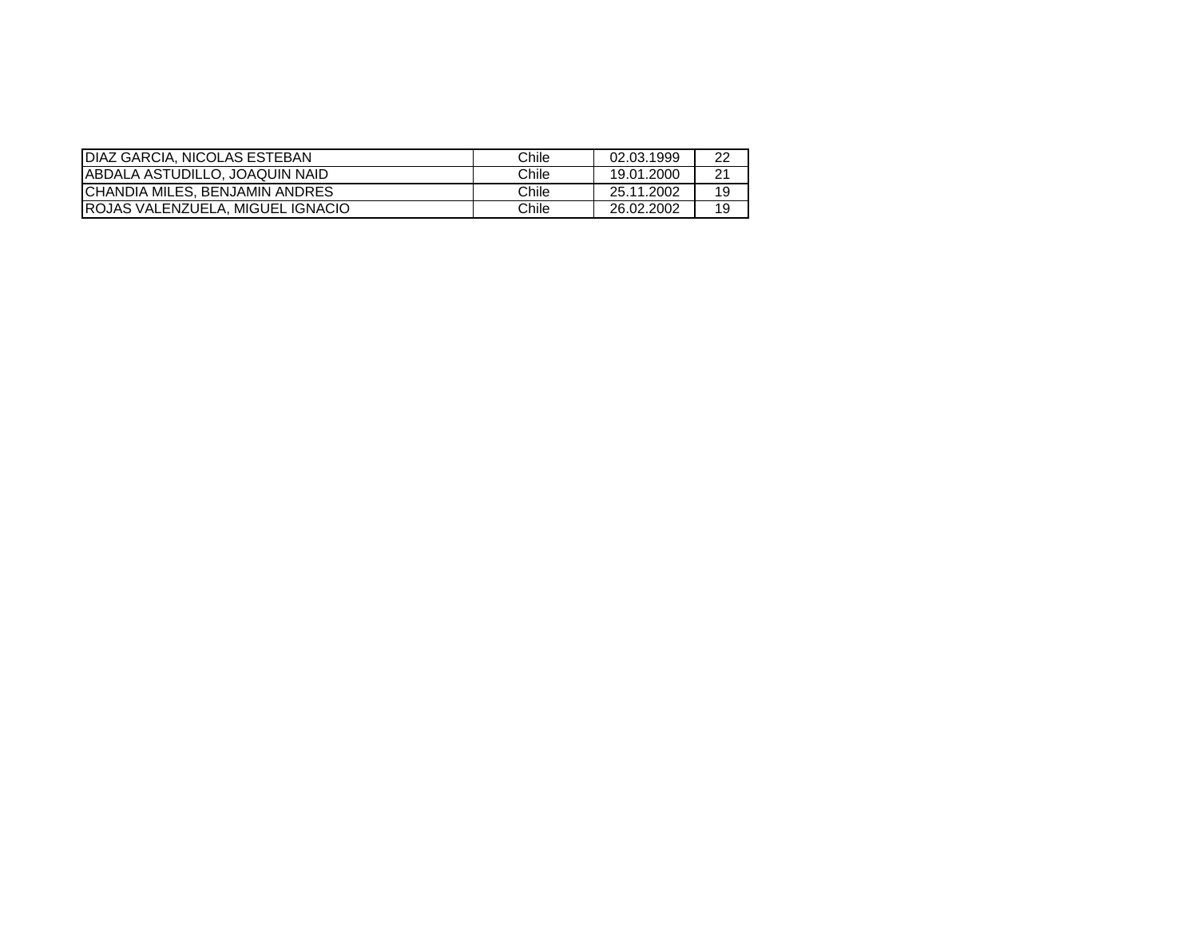| | | | |
|---|---|---|---|
| DIAZ GARCIA, NICOLAS ESTEBAN | Chile | 02.03.1999 | 22 |
| ABDALA ASTUDILLO, JOAQUIN NAID | Chile | 19.01.2000 | 21 |
| CHANDIA MILES, BENJAMIN ANDRES | Chile | 25.11.2002 | 19 |
| ROJAS VALENZUELA, MIGUEL IGNACIO | Chile | 26.02.2002 | 19 |